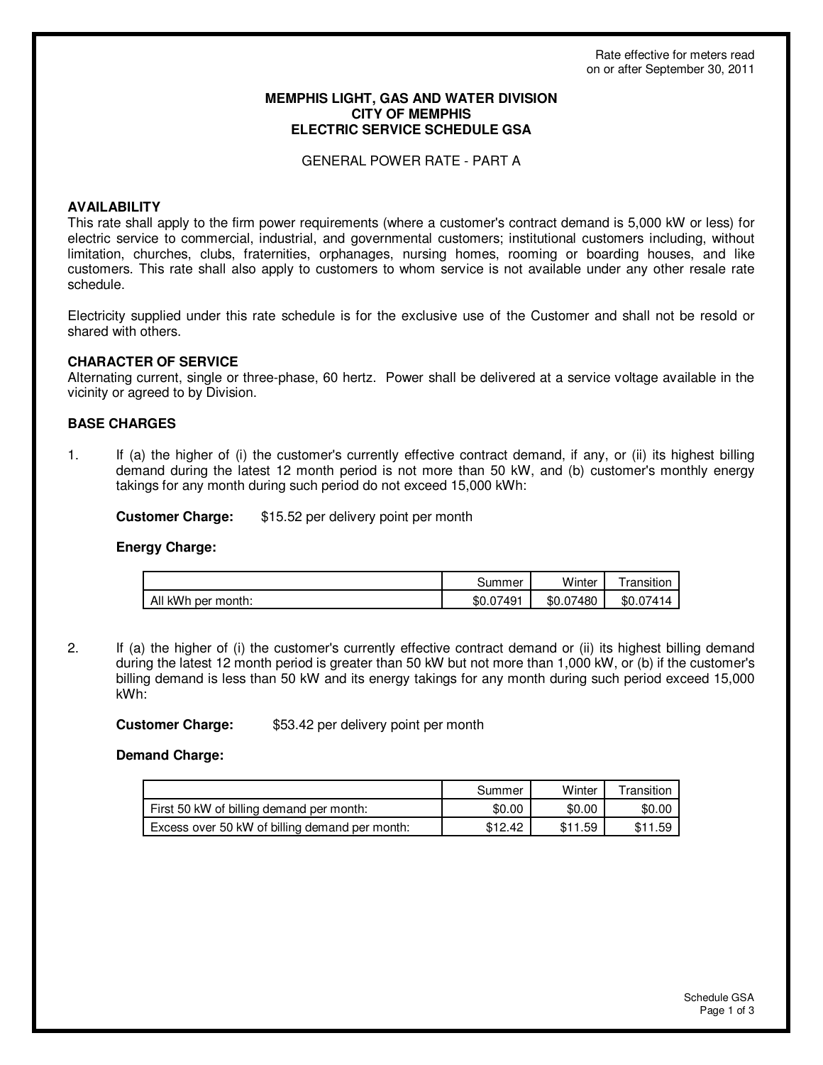Rate effective for meters read on or after September 30, 2011

# MEMPHIS LIGHT, GAS AND WATER DIVISION
# CITY OF MEMPHIS
# ELECTRIC SERVICE SCHEDULE GSA

## GENERAL POWER RATE - PART A

### AVAILABILITY

This rate shall apply to the firm power requirements (where a customer's contract demand is 5,000 kW or less) for electric service to commercial, industrial, and governmental customers; institutional customers including, without limitation, churches, clubs, fraternities, orphanages, nursing homes, rooming or boarding houses, and like customers. This rate shall also apply to customers to whom service is not available under any other resale rate schedule.

Electricity supplied under this rate schedule is for the exclusive use of the Customer and shall not be resold or shared with others.

### CHARACTER OF SERVICE

Alternating current, single or three-phase, 60 hertz. Power shall be delivered at a service voltage available in the vicinity or agreed to by Division.

### BASE CHARGES

1. If (a) the higher of (i) the customer's currently effective contract demand, if any, or (ii) its highest billing demand during the latest 12 month period is not more than 50 kW, and (b) customer's monthly energy takings for any month during such period do not exceed 15,000 kWh:

   **Customer Charge:** $15.52 per delivery point per month

   **Energy Charge:**

   | | Summer | Winter | Transition |
   |---|---|---|---|
   | All kWh per month: | $0.07491 | $0.07480 | $0.07414 |

2. If (a) the higher of (i) the customer's currently effective contract demand or (ii) its highest billing demand during the latest 12 month period is greater than 50 kW but not more than 1,000 kW, or (b) if the customer's billing demand is less than 50 kW and its energy takings for any month during such period exceed 15,000 kWh:

   **Customer Charge:** $53.42 per delivery point per month

   **Demand Charge:**

   | | Summer | Winter | Transition |
   |---|---|---|---|
   | First 50 kW of billing demand per month: | $0.00 | $0.00 | $0.00 |
   | Excess over 50 kW of billing demand per month: | $12.42 | $11.59 | $11.59 |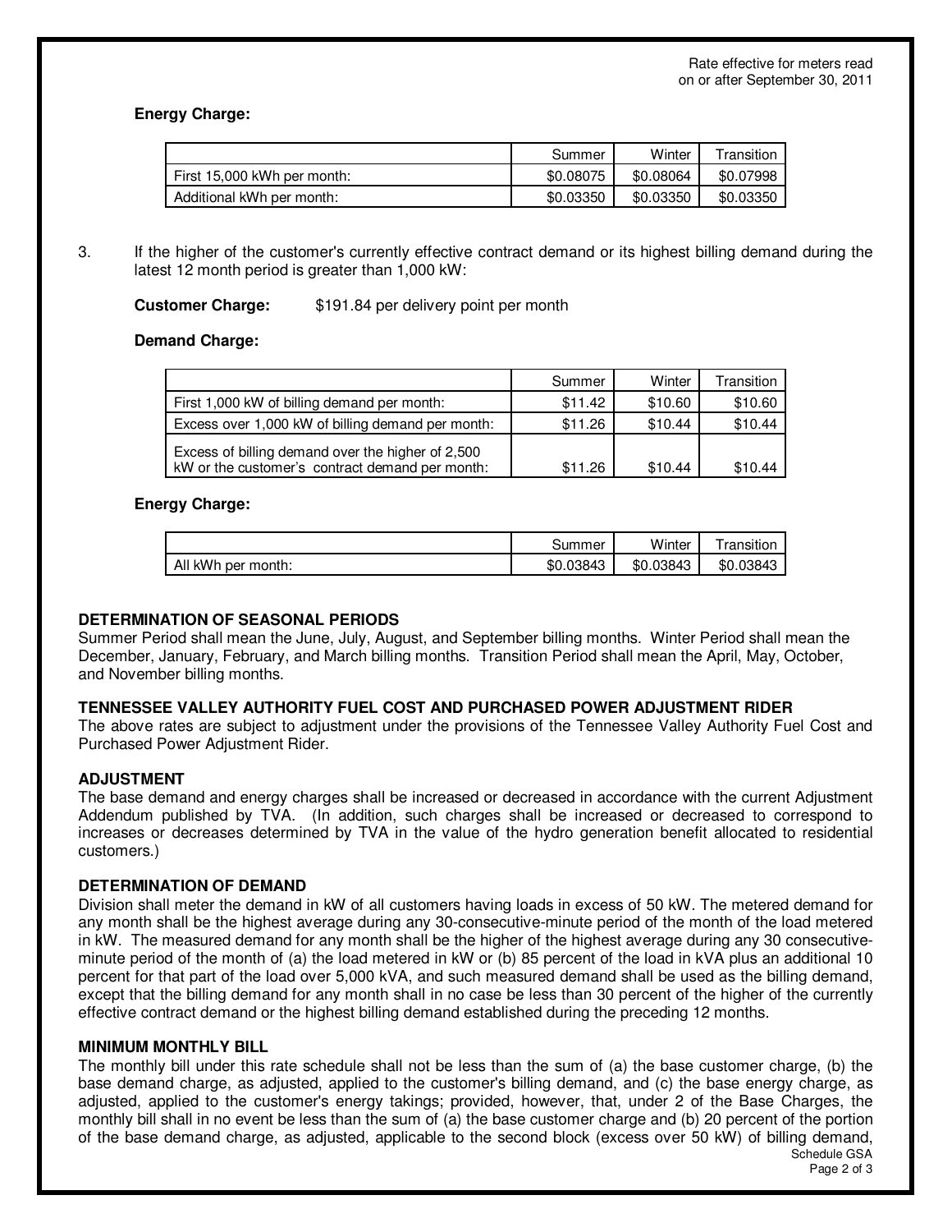Rate effective for meters read on or after September 30, 2011

**Energy Charge:**

| | Summer | Winter | Transition |
|---|---|---|---|
| First 15,000 kWh per month: | $0.08075 | $0.08064 | $0.07998 |
| Additional kWh per month: | $0.03350 | $0.03350 | $0.03350 |

3. If the higher of the customer's currently effective contract demand or its highest billing demand during the latest 12 month period is greater than 1,000 kW:

**Customer Charge:** $191.84 per delivery point per month

**Demand Charge:**

| | Summer | Winter | Transition |
|---|---|---|---|
| First 1,000 kW of billing demand per month: | $11.42 | $10.60 | $10.60 |
| Excess over 1,000 kW of billing demand per month: | $11.26 | $10.44 | $10.44 |
| Excess of billing demand over the higher of 2,500 kW or the customer's contract demand per month: | $11.26 | $10.44 | $10.44 |

**Energy Charge:**

| | Summer | Winter | Transition |
|---|---|---|---|
| All kWh per month: | $0.03843 | $0.03843 | $0.03843 |

### DETERMINATION OF SEASONAL PERIODS

Summer Period shall mean the June, July, August, and September billing months. Winter Period shall mean the December, January, February, and March billing months. Transition Period shall mean the April, May, October, and November billing months.

### TENNESSEE VALLEY AUTHORITY FUEL COST AND PURCHASED POWER ADJUSTMENT RIDER

The above rates are subject to adjustment under the provisions of the Tennessee Valley Authority Fuel Cost and Purchased Power Adjustment Rider.

### ADJUSTMENT

The base demand and energy charges shall be increased or decreased in accordance with the current Adjustment Addendum published by TVA. (In addition, such charges shall be increased or decreased to correspond to increases or decreases determined by TVA in the value of the hydro generation benefit allocated to residential customers.)

### DETERMINATION OF DEMAND

Division shall meter the demand in kW of all customers having loads in excess of 50 kW. The metered demand for any month shall be the highest average during any 30-consecutive-minute period of the month of the load metered in kW. The measured demand for any month shall be the higher of the highest average during any 30 consecutive-minute period of the month of (a) the load metered in kW or (b) 85 percent of the load in kVA plus an additional 10 percent for that part of the load over 5,000 kVA, and such measured demand shall be used as the billing demand, except that the billing demand for any month shall in no case be less than 30 percent of the higher of the currently effective contract demand or the highest billing demand established during the preceding 12 months.

### MINIMUM MONTHLY BILL

The monthly bill under this rate schedule shall not be less than the sum of (a) the base customer charge, (b) the base demand charge, as adjusted, applied to the customer's billing demand, and (c) the base energy charge, as adjusted, applied to the customer's energy takings; provided, however, that, under 2 of the Base Charges, the monthly bill shall in no event be less than the sum of (a) the base customer charge and (b) 20 percent of the portion of the base demand charge, as adjusted, applicable to the second block (excess over 50 kW) of billing demand,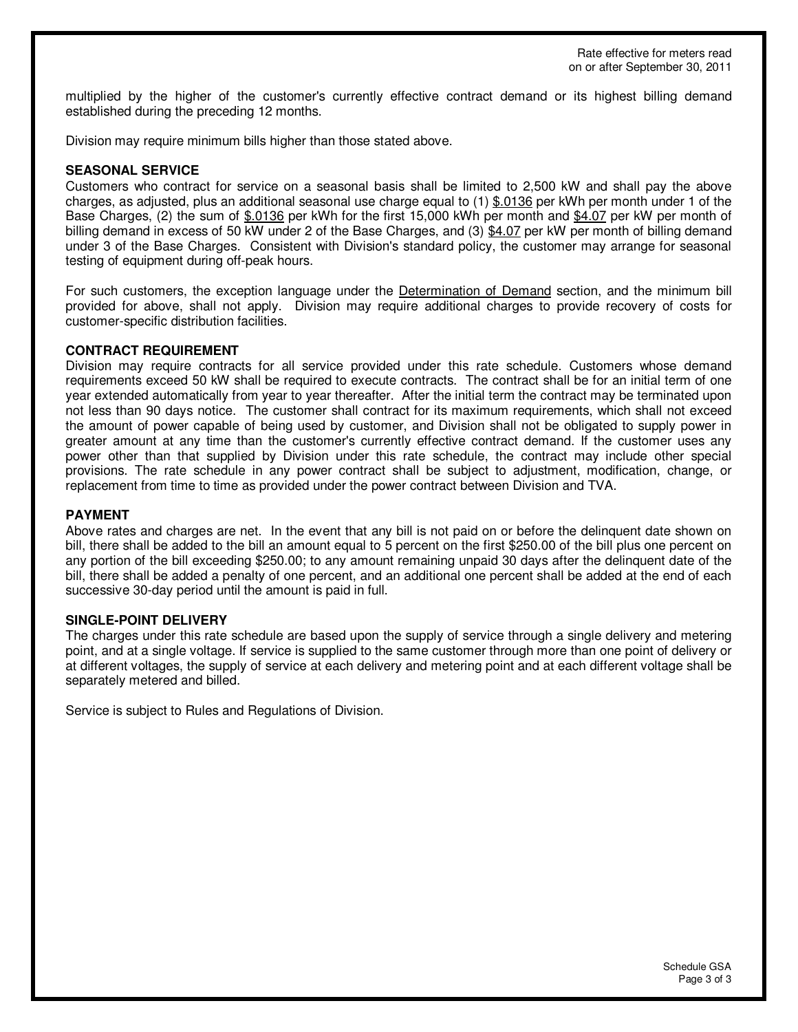multiplied by the higher of the customer's currently effective contract demand or its highest billing demand established during the preceding 12 months.

Division may require minimum bills higher than those stated above.

### SEASONAL SERVICE

Customers who contract for service on a seasonal basis shall be limited to 2,500 kW and shall pay the above charges, as adjusted, plus an additional seasonal use charge equal to (1) $.0136 per kWh per month under 1 of the Base Charges, (2) the sum of $.0136 per kWh for the first 15,000 kWh per month and $4.07 per kW per month of billing demand in excess of 50 kW under 2 of the Base Charges, and (3) $4.07 per kW per month of billing demand under 3 of the Base Charges. Consistent with Division's standard policy, the customer may arrange for seasonal testing of equipment during off-peak hours.

For such customers, the exception language under the Determination of Demand section, and the minimum bill provided for above, shall not apply. Division may require additional charges to provide recovery of costs for customer-specific distribution facilities.

### CONTRACT REQUIREMENT

Division may require contracts for all service provided under this rate schedule. Customers whose demand requirements exceed 50 kW shall be required to execute contracts. The contract shall be for an initial term of one year extended automatically from year to year thereafter. After the initial term the contract may be terminated upon not less than 90 days notice. The customer shall contract for its maximum requirements, which shall not exceed the amount of power capable of being used by customer, and Division shall not be obligated to supply power in greater amount at any time than the customer's currently effective contract demand. If the customer uses any power other than that supplied by Division under this rate schedule, the contract may include other special provisions. The rate schedule in any power contract shall be subject to adjustment, modification, change, or replacement from time to time as provided under the power contract between Division and TVA.

### PAYMENT

Above rates and charges are net. In the event that any bill is not paid on or before the delinquent date shown on bill, there shall be added to the bill an amount equal to 5 percent on the first $250.00 of the bill plus one percent on any portion of the bill exceeding $250.00; to any amount remaining unpaid 30 days after the delinquent date of the bill, there shall be added a penalty of one percent, and an additional one percent shall be added at the end of each successive 30-day period until the amount is paid in full.

### SINGLE-POINT DELIVERY

The charges under this rate schedule are based upon the supply of service through a single delivery and metering point, and at a single voltage. If service is supplied to the same customer through more than one point of delivery or at different voltages, the supply of service at each delivery and metering point and at each different voltage shall be separately metered and billed.

Service is subject to Rules and Regulations of Division.